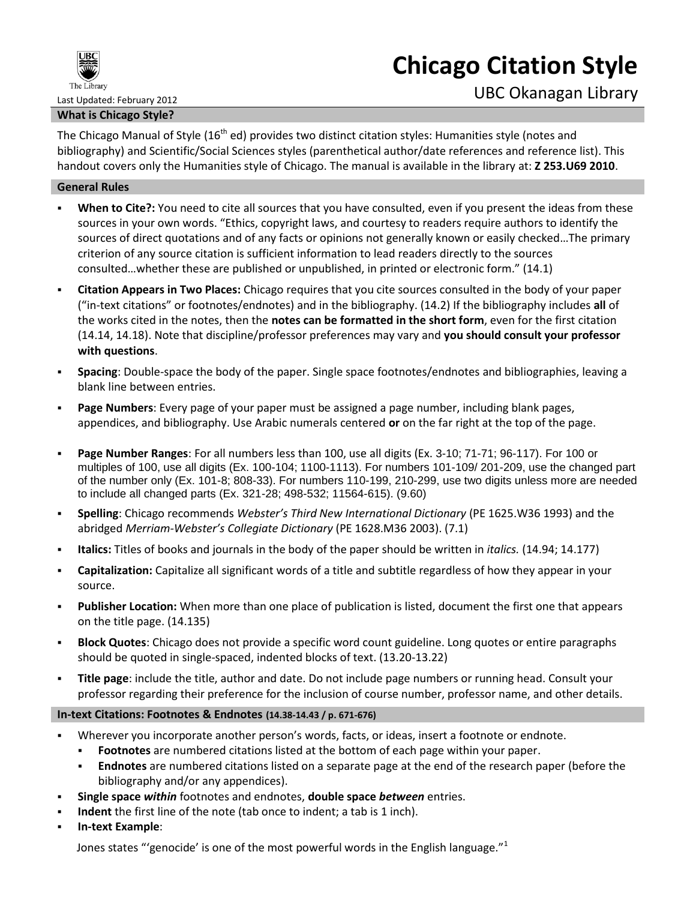# Chicago Citation Style

## UBC Okanagan Library

Last Updated: February 2012

### What is Chicago Style?

The Chicago Manual of Style (16th ed) provides two distinct citation styles: Humanities style (notes and bibliography) and Scientific/Social Sciences styles (parenthetical author/date references and reference list). This handout covers only the Humanities style of Chicago. The manual is available in the library at: **Z 253.U69 2010**.

### General Rules

- **When to Cite?:** You need to cite all sources that you have consulted, even if you present the ideas from these sources in your own words. "Ethics, copyright laws, and courtesy to readers require authors to identify the sources of direct quotations and of any facts or opinions not generally known or easily checked…The primary criterion of any source citation is sufficient information to lead readers directly to the sources consulted…whether these are published or unpublished, in printed or electronic form." (14.1)
- **Citation Appears in Two Places:** Chicago requires that you cite sources consulted in the body of your paper ("in-text citations" or footnotes/endnotes) and in the bibliography. (14.2) If the bibliography includes **all** of the works cited in the notes, then the **notes can be formatted in the short form**, even for the first citation (14.14, 14.18). Note that discipline/professor preferences may vary and **you should consult your professor with questions**.
- **Spacing**: Double-space the body of the paper. Single space footnotes/endnotes and bibliographies, leaving a blank line between entries.
- **Page Numbers**: Every page of your paper must be assigned a page number, including blank pages, appendices, and bibliography. Use Arabic numerals centered **or** on the far right at the top of the page.
- **Page Number Ranges**: For all numbers less than 100, use all digits (Ex. 3-10; 71-71; 96-117). For 100 or multiples of 100, use all digits (Ex. 100-104; 1100-1113). For numbers 101-109/ 201-209, use the changed part of the number only (Ex. 101-8; 808-33). For numbers 110-199, 210-299, use two digits unless more are needed to include all changed parts (Ex. 321-28; 498-532; 11564-615). (9.60)
- **Spelling**: Chicago recommends *Webster's Third New International Dictionary* (PE 1625.W36 1993) and the abridged *Merriam-Webster's Collegiate Dictionary* (PE 1628.M36 2003). (7.1)
- **Italics:** Titles of books and journals in the body of the paper should be written in *italics.* (14.94; 14.177)
- **Capitalization:** Capitalize all significant words of a title and subtitle regardless of how they appear in your source.
- **Publisher Location:** When more than one place of publication is listed, document the first one that appears on the title page. (14.135)
- **Block Quotes**: Chicago does not provide a specific word count guideline. Long quotes or entire paragraphs should be quoted in single-spaced, indented blocks of text. (13.20-13.22)
- **Title page**: include the title, author and date. Do not include page numbers or running head. Consult your professor regarding their preference for the inclusion of course number, professor name, and other details.

### In-text Citations: Footnotes & Endnotes (14.38-14.43 / p. 671-676)

- Wherever you incorporate another person's words, facts, or ideas, insert a footnote or endnote.
  - **Footnotes** are numbered citations listed at the bottom of each page within your paper.
  - **Endnotes** are numbered citations listed on a separate page at the end of the research paper (before the bibliography and/or any appendices).
- **Single space *within*** footnotes and endnotes, **double space *between*** entries.
- **Indent** the first line of the note (tab once to indent; a tab is 1 inch).
- **In-text Example**:

  Jones states "'genocide' is one of the most powerful words in the English language."[1]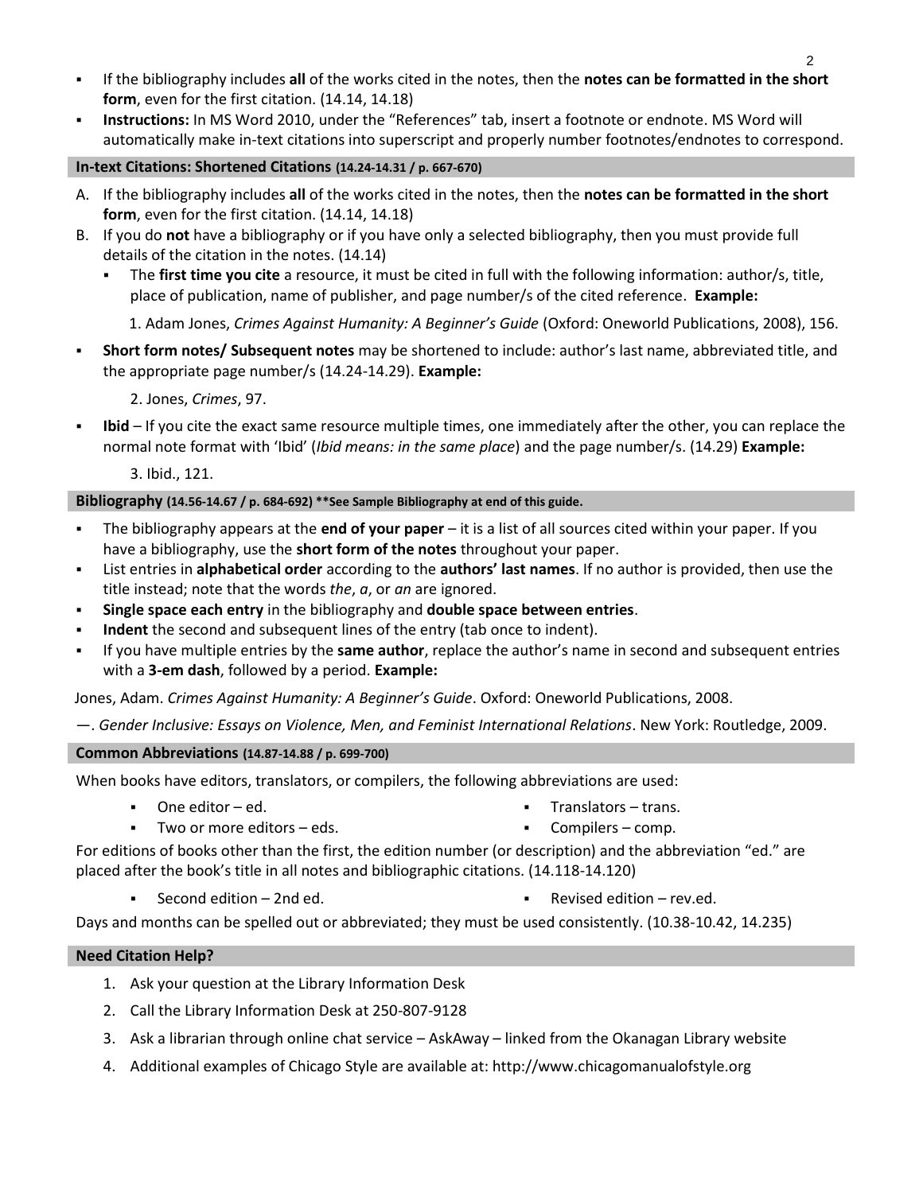- If the bibliography includes **all** of the works cited in the notes, then the **notes can be formatted in the short form**, even for the first citation. (14.14, 14.18)
- **Instructions:** In MS Word 2010, under the "References" tab, insert a footnote or endnote. MS Word will automatically make in-text citations into superscript and properly number footnotes/endnotes to correspond.

## In-text Citations: Shortened Citations (14.24-14.31 / p. 667-670)

A. If the bibliography includes **all** of the works cited in the notes, then the **notes can be formatted in the short form**, even for the first citation. (14.14, 14.18)

B. If you do **not** have a bibliography or if you have only a selected bibliography, then you must provide full details of the citation in the notes. (14.14)
   - The **first time you cite** a resource, it must be cited in full with the following information: author/s, title, place of publication, name of publisher, and page number/s of the cited reference. **Example:**

     1. Adam Jones, *Crimes Against Humanity: A Beginner's Guide* (Oxford: Oneworld Publications, 2008), 156.

- **Short form notes/ Subsequent notes** may be shortened to include: author's last name, abbreviated title, and the appropriate page number/s (14.24-14.29). **Example:**

  2. Jones, *Crimes*, 97.

- **Ibid** – If you cite the exact same resource multiple times, one immediately after the other, you can replace the normal note format with 'Ibid' (*Ibid means: in the same place*) and the page number/s. (14.29) **Example:**

  3. Ibid., 121.

## Bibliography (14.56-14.67 / p. 684-692) **See Sample Bibliography at end of this guide.

- The bibliography appears at the **end of your paper** – it is a list of all sources cited within your paper. If you have a bibliography, use the **short form of the notes** throughout your paper.
- List entries in **alphabetical order** according to the **authors' last names**. If no author is provided, then use the title instead; note that the words *the*, *a*, or *an* are ignored.
- **Single space each entry** in the bibliography and **double space between entries**.
- **Indent** the second and subsequent lines of the entry (tab once to indent).
- If you have multiple entries by the **same author**, replace the author's name in second and subsequent entries with a **3-em dash**, followed by a period. **Example:**

Jones, Adam. *Crimes Against Humanity: A Beginner's Guide*. Oxford: Oneworld Publications, 2008.

—. *Gender Inclusive: Essays on Violence, Men, and Feminist International Relations*. New York: Routledge, 2009.

## Common Abbreviations (14.87-14.88 / p. 699-700)

When books have editors, translators, or compilers, the following abbreviations are used:

- One editor – ed.
- Two or more editors – eds.
- Translators – trans.
- Compilers – comp.

For editions of books other than the first, the edition number (or description) and the abbreviation "ed." are placed after the book's title in all notes and bibliographic citations. (14.118-14.120)

- Second edition – 2nd ed.
- Revised edition – rev.ed.

Days and months can be spelled out or abbreviated; they must be used consistently. (10.38-10.42, 14.235)

## Need Citation Help?

1. Ask your question at the Library Information Desk
2. Call the Library Information Desk at 250-807-9128
3. Ask a librarian through online chat service – AskAway – linked from the Okanagan Library website
4. Additional examples of Chicago Style are available at: http://www.chicagomanualofstyle.org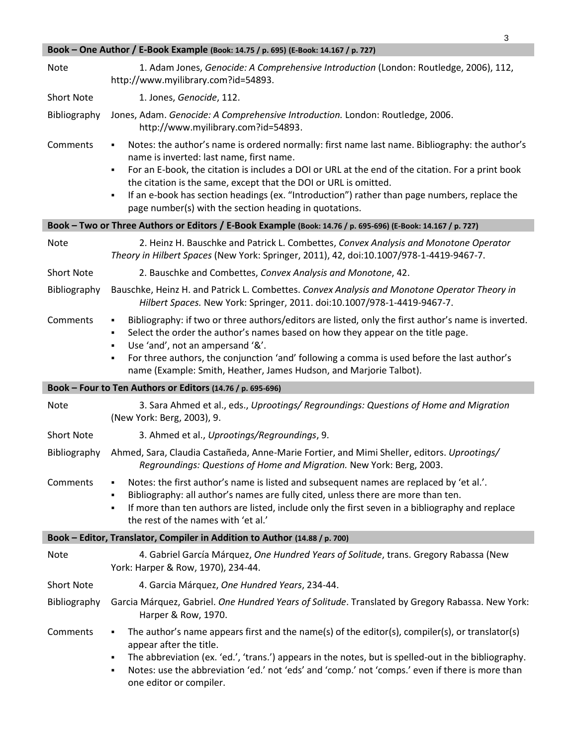## Book – One Author / E-Book Example (Book: 14.75 / p. 695) (E-Book: 14.167 / p. 727)

**Note**

1. Adam Jones, *Genocide: A Comprehensive Introduction* (London: Routledge, 2006), 112, http://www.myilibrary.com?id=54893.

**Short Note**

1. Jones, *Genocide*, 112.

**Bibliography**

Jones, Adam. *Genocide: A Comprehensive Introduction.* London: Routledge, 2006. http://www.myilibrary.com?id=54893.

**Comments**

- Notes: the author's name is ordered normally: first name last name. Bibliography: the author's name is inverted: last name, first name.
- For an E-book, the citation is includes a DOI or URL at the end of the citation. For a print book the citation is the same, except that the DOI or URL is omitted.
- If an e-book has section headings (ex. "Introduction") rather than page numbers, replace the page number(s) with the section heading in quotations.

## Book – Two or Three Authors or Editors / E-Book Example (Book: 14.76 / p. 695-696) (E-Book: 14.167 / p. 727)

**Note**

2. Heinz H. Bauschke and Patrick L. Combettes, *Convex Analysis and Monotone Operator Theory in Hilbert Spaces* (New York: Springer, 2011), 42, doi:10.1007/978-1-4419-9467-7.

**Short Note**

2. Bauschke and Combettes, *Convex Analysis and Monotone*, 42.

**Bibliography**

Bauschke, Heinz H. and Patrick L. Combettes. *Convex Analysis and Monotone Operator Theory in Hilbert Spaces.* New York: Springer, 2011. doi:10.1007/978-1-4419-9467-7.

**Comments**

- Bibliography: if two or three authors/editors are listed, only the first author's name is inverted.
- Select the order the author's names based on how they appear on the title page.
- Use 'and', not an ampersand '&'.
- For three authors, the conjunction 'and' following a comma is used before the last author's name (Example: Smith, Heather, James Hudson, and Marjorie Talbot).

## Book – Four to Ten Authors or Editors (14.76 / p. 695-696)

**Note**

3. Sara Ahmed et al., eds., *Uprootings/ Regroundings: Questions of Home and Migration* (New York: Berg, 2003), 9.

**Short Note**

3. Ahmed et al., *Uprootings/Regroundings*, 9.

**Bibliography**

Ahmed, Sara, Claudia Castañeda, Anne-Marie Fortier, and Mimi Sheller, editors. *Uprootings/ Regroundings: Questions of Home and Migration.* New York: Berg, 2003.

**Comments**

- Notes: the first author's name is listed and subsequent names are replaced by 'et al.'.
- Bibliography: all author's names are fully cited, unless there are more than ten.
- If more than ten authors are listed, include only the first seven in a bibliography and replace the rest of the names with 'et al.'

## Book – Editor, Translator, Compiler in Addition to Author (14.88 / p. 700)

**Note**

4. Gabriel García Márquez, *One Hundred Years of Solitude*, trans. Gregory Rabassa (New York: Harper & Row, 1970), 234-44.

**Short Note**

4. Garcia Márquez, *One Hundred Years*, 234-44.

**Bibliography**

Garcia Márquez, Gabriel. *One Hundred Years of Solitude*. Translated by Gregory Rabassa. New York: Harper & Row, 1970.

**Comments**

- The author's name appears first and the name(s) of the editor(s), compiler(s), or translator(s) appear after the title.
- The abbreviation (ex. 'ed.', 'trans.') appears in the notes, but is spelled-out in the bibliography.
- Notes: use the abbreviation 'ed.' not 'eds' and 'comp.' not 'comps.' even if there is more than one editor or compiler.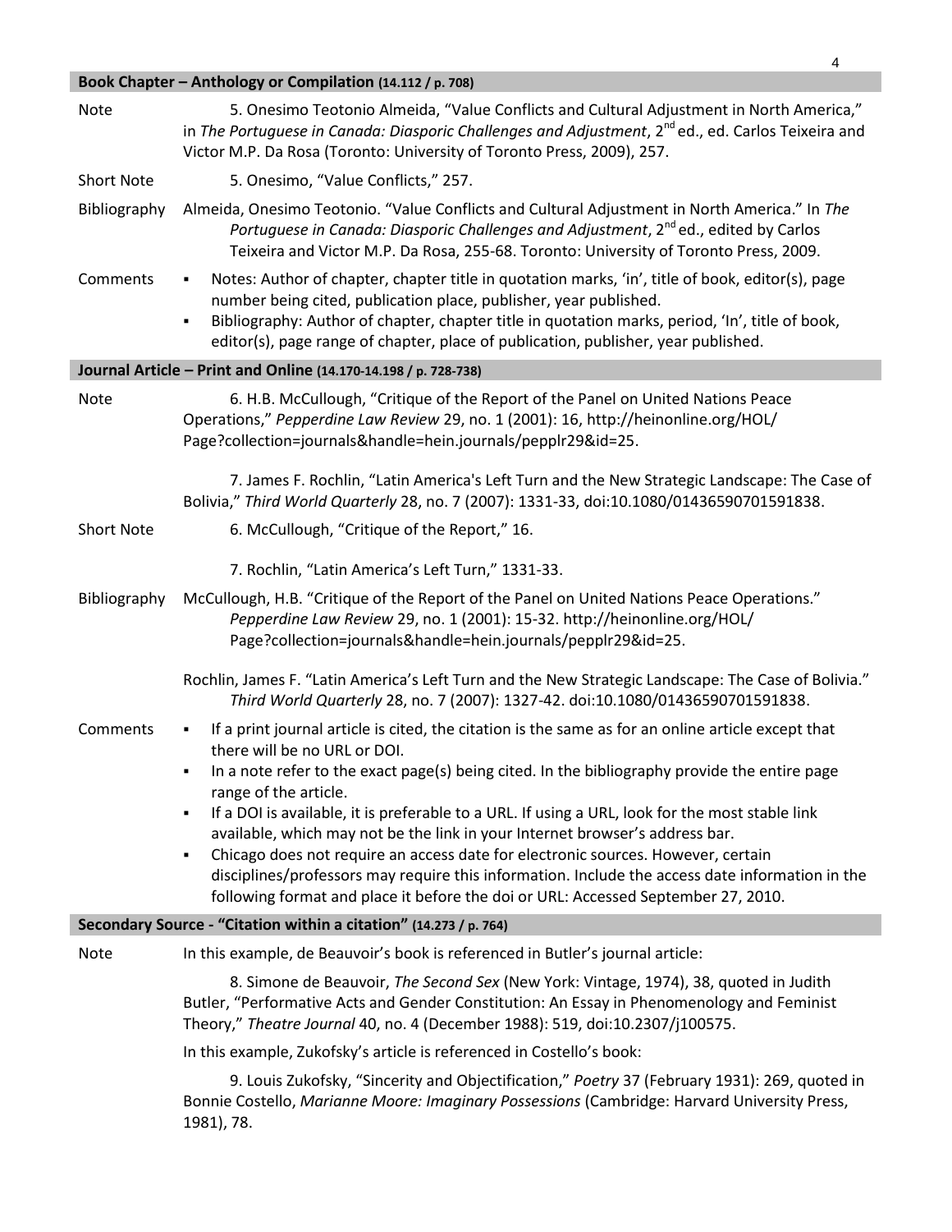### Book Chapter – Anthology or Compilation (14.112 / p. 708)

**Note**

5. Onesimo Teotonio Almeida, "Value Conflicts and Cultural Adjustment in North America," in *The Portuguese in Canada: Diasporic Challenges and Adjustment*, 2nd ed., ed. Carlos Teixeira and Victor M.P. Da Rosa (Toronto: University of Toronto Press, 2009), 257.

**Short Note**

5. Onesimo, "Value Conflicts," 257.

**Bibliography**

Almeida, Onesimo Teotonio. "Value Conflicts and Cultural Adjustment in North America." In *The Portuguese in Canada: Diasporic Challenges and Adjustment*, 2nd ed., edited by Carlos Teixeira and Victor M.P. Da Rosa, 255-68. Toronto: University of Toronto Press, 2009.

**Comments**

- Notes: Author of chapter, chapter title in quotation marks, 'in', title of book, editor(s), page number being cited, publication place, publisher, year published.
- Bibliography: Author of chapter, chapter title in quotation marks, period, 'In', title of book, editor(s), page range of chapter, place of publication, publisher, year published.

### Journal Article – Print and Online (14.170-14.198 / p. 728-738)

**Note**

6. H.B. McCullough, "Critique of the Report of the Panel on United Nations Peace Operations," *Pepperdine Law Review* 29, no. 1 (2001): 16, http://heinonline.org/HOL/Page?collection=journals&handle=hein.journals/pepplr29&id=25.

7. James F. Rochlin, "Latin America's Left Turn and the New Strategic Landscape: The Case of Bolivia," *Third World Quarterly* 28, no. 7 (2007): 1331-33, doi:10.1080/01436590701591838.

**Short Note**

6. McCullough, "Critique of the Report," 16.

7. Rochlin, "Latin America's Left Turn," 1331-33.

**Bibliography**

McCullough, H.B. "Critique of the Report of the Panel on United Nations Peace Operations." *Pepperdine Law Review* 29, no. 1 (2001): 15-32. http://heinonline.org/HOL/Page?collection=journals&handle=hein.journals/pepplr29&id=25.

Rochlin, James F. "Latin America's Left Turn and the New Strategic Landscape: The Case of Bolivia." *Third World Quarterly* 28, no. 7 (2007): 1327-42. doi:10.1080/01436590701591838.

**Comments**

- If a print journal article is cited, the citation is the same as for an online article except that there will be no URL or DOI.
- In a note refer to the exact page(s) being cited. In the bibliography provide the entire page range of the article.
- If a DOI is available, it is preferable to a URL. If using a URL, look for the most stable link available, which may not be the link in your Internet browser's address bar.
- Chicago does not require an access date for electronic sources. However, certain disciplines/professors may require this information. Include the access date information in the following format and place it before the doi or URL: Accessed September 27, 2010.

### Secondary Source - "Citation within a citation" (14.273 / p. 764)

**Note**

In this example, de Beauvoir's book is referenced in Butler's journal article:

8. Simone de Beauvoir, *The Second Sex* (New York: Vintage, 1974), 38, quoted in Judith Butler, "Performative Acts and Gender Constitution: An Essay in Phenomenology and Feminist Theory," *Theatre Journal* 40, no. 4 (December 1988): 519, doi:10.2307/j100575.

In this example, Zukofsky's article is referenced in Costello's book:

9. Louis Zukofsky, "Sincerity and Objectification," *Poetry* 37 (February 1931): 269, quoted in Bonnie Costello, *Marianne Moore: Imaginary Possessions* (Cambridge: Harvard University Press, 1981), 78.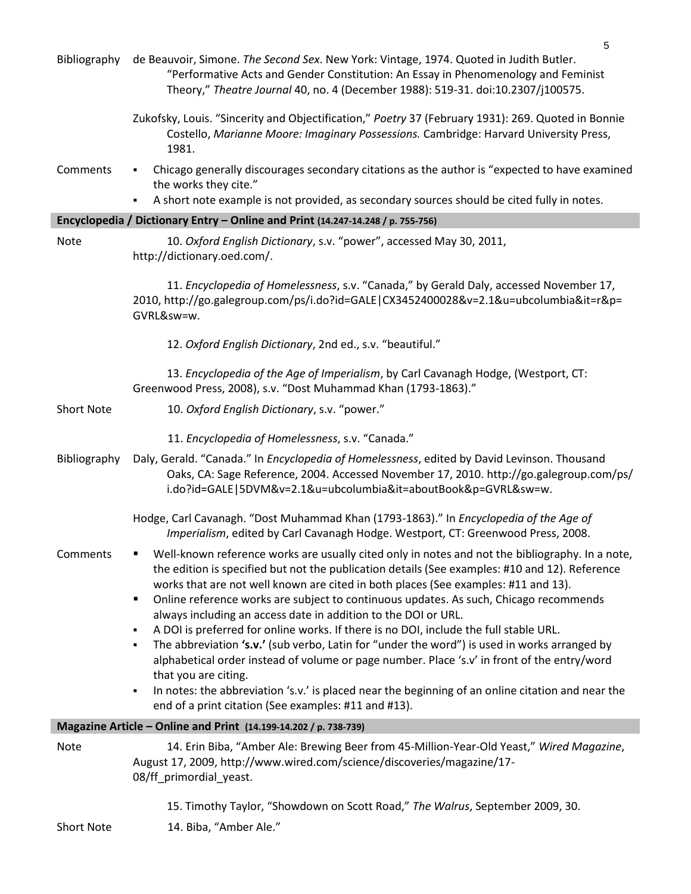**Bibliography**

de Beauvoir, Simone. *The Second Sex*. New York: Vintage, 1974. Quoted in Judith Butler. "Performative Acts and Gender Constitution: An Essay in Phenomenology and Feminist Theory," *Theatre Journal* 40, no. 4 (December 1988): 519-31. doi:10.2307/j100575.

Zukofsky, Louis. "Sincerity and Objectification," *Poetry* 37 (February 1931): 269. Quoted in Bonnie Costello, *Marianne Moore: Imaginary Possessions.* Cambridge: Harvard University Press, 1981.

**Comments**

- Chicago generally discourages secondary citations as the author is "expected to have examined the works they cite."
- A short note example is not provided, as secondary sources should be cited fully in notes.

## Encyclopedia / Dictionary Entry – Online and Print (14.247-14.248 / p. 755-756)

**Note**

10. *Oxford English Dictionary*, s.v. "power", accessed May 30, 2011, http://dictionary.oed.com/.

11. *Encyclopedia of Homelessness*, s.v. "Canada," by Gerald Daly, accessed November 17, 2010, http://go.galegroup.com/ps/i.do?id=GALE|CX3452400028&v=2.1&u=ubcolumbia&it=r&p=GVRL&sw=w.

12. *Oxford English Dictionary*, 2nd ed., s.v. "beautiful."

13. *Encyclopedia of the Age of Imperialism*, by Carl Cavanagh Hodge, (Westport, CT: Greenwood Press, 2008), s.v. "Dost Muhammad Khan (1793-1863)."

**Short Note**

10. *Oxford English Dictionary*, s.v. "power."

11. *Encyclopedia of Homelessness*, s.v. "Canada."

**Bibliography**

Daly, Gerald. "Canada." In *Encyclopedia of Homelessness*, edited by David Levinson. Thousand Oaks, CA: Sage Reference, 2004. Accessed November 17, 2010. http://go.galegroup.com/ps/i.do?id=GALE|5DVM&v=2.1&u=ubcolumbia&it=aboutBook&p=GVRL&sw=w.

Hodge, Carl Cavanagh. "Dost Muhammad Khan (1793-1863)." In *Encyclopedia of the Age of Imperialism*, edited by Carl Cavanagh Hodge. Westport, CT: Greenwood Press, 2008.

**Comments**

- Well-known reference works are usually cited only in notes and not the bibliography. In a note, the edition is specified but not the publication details (See examples: #10 and 12). Reference works that are not well known are cited in both places (See examples: #11 and 13).
- Online reference works are subject to continuous updates. As such, Chicago recommends always including an access date in addition to the DOI or URL.
- A DOI is preferred for online works. If there is no DOI, include the full stable URL.
- The abbreviation **'s.v.'** (sub verbo, Latin for "under the word") is used in works arranged by alphabetical order instead of volume or page number. Place 's.v' in front of the entry/word that you are citing.
- In notes: the abbreviation 's.v.' is placed near the beginning of an online citation and near the end of a print citation (See examples: #11 and #13).

## Magazine Article – Online and Print (14.199-14.202 / p. 738-739)

**Note**

14. Erin Biba, "Amber Ale: Brewing Beer from 45-Million-Year-Old Yeast," *Wired Magazine*, August 17, 2009, http://www.wired.com/science/discoveries/magazine/17-08/ff_primordial_yeast.

15. Timothy Taylor, "Showdown on Scott Road," *The Walrus*, September 2009, 30.

**Short Note**

14. Biba, "Amber Ale."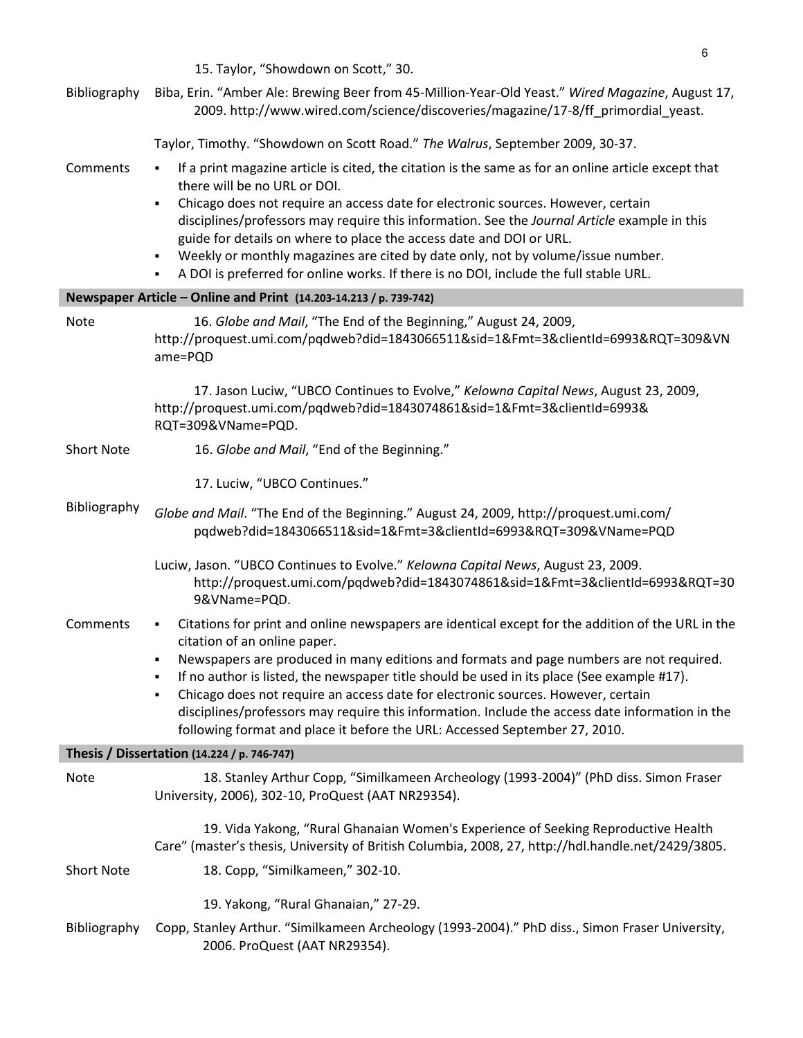15. Taylor, “Showdown on Scott,” 30.

Bibliography

Biba, Erin. “Amber Ale: Brewing Beer from 45-Million-Year-Old Yeast.” *Wired Magazine*, August 17, 2009. http://www.wired.com/science/discoveries/magazine/17-8/ff_primordial_yeast.

Taylor, Timothy. “Showdown on Scott Road.” *The Walrus*, September 2009, 30-37.

Comments

- If a print magazine article is cited, the citation is the same as for an online article except that there will be no URL or DOI.
- Chicago does not require an access date for electronic sources. However, certain disciplines/professors may require this information. See the *Journal Article* example in this guide for details on where to place the access date and DOI or URL.
- Weekly or monthly magazines are cited by date only, not by volume/issue number.
- A DOI is preferred for online works. If there is no DOI, include the full stable URL.

## Newspaper Article – Online and Print (14.203-14.213 / p. 739-742)

Note

16. *Globe and Mail*, “The End of the Beginning,” August 24, 2009, http://proquest.umi.com/pqdweb?did=1843066511&sid=1&Fmt=3&clientId=6993&RQT=309&VName=PQD

17. Jason Luciw, “UBCO Continues to Evolve,” *Kelowna Capital News*, August 23, 2009, http://proquest.umi.com/pqdweb?did=1843074861&sid=1&Fmt=3&clientId=6993&RQT=309&VName=PQD.

Short Note

16. *Globe and Mail*, “End of the Beginning.”

17. Luciw, “UBCO Continues.”

Bibliography

*Globe and Mail*. “The End of the Beginning.” August 24, 2009, http://proquest.umi.com/pqdweb?did=1843066511&sid=1&Fmt=3&clientId=6993&RQT=309&VName=PQD

Luciw, Jason. “UBCO Continues to Evolve.” *Kelowna Capital News*, August 23, 2009. http://proquest.umi.com/pqdweb?did=1843074861&sid=1&Fmt=3&clientId=6993&RQT=309&VName=PQD.

Comments

- Citations for print and online newspapers are identical except for the addition of the URL in the citation of an online paper.
- Newspapers are produced in many editions and formats and page numbers are not required.
- If no author is listed, the newspaper title should be used in its place (See example #17).
- Chicago does not require an access date for electronic sources. However, certain disciplines/professors may require this information. Include the access date information in the following format and place it before the URL: Accessed September 27, 2010.

## Thesis / Dissertation (14.224 / p. 746-747)

Note

18. Stanley Arthur Copp, “Similkameen Archeology (1993-2004)” (PhD diss. Simon Fraser University, 2006), 302-10, ProQuest (AAT NR29354).

19. Vida Yakong, “Rural Ghanaian Women's Experience of Seeking Reproductive Health Care” (master’s thesis, University of British Columbia, 2008, 27, http://hdl.handle.net/2429/3805.

Short Note

18. Copp, “Similkameen,” 302-10.

19. Yakong, “Rural Ghanaian,” 27-29.

Bibliography

Copp, Stanley Arthur. “Similkameen Archeology (1993-2004).” PhD diss., Simon Fraser University, 2006. ProQuest (AAT NR29354).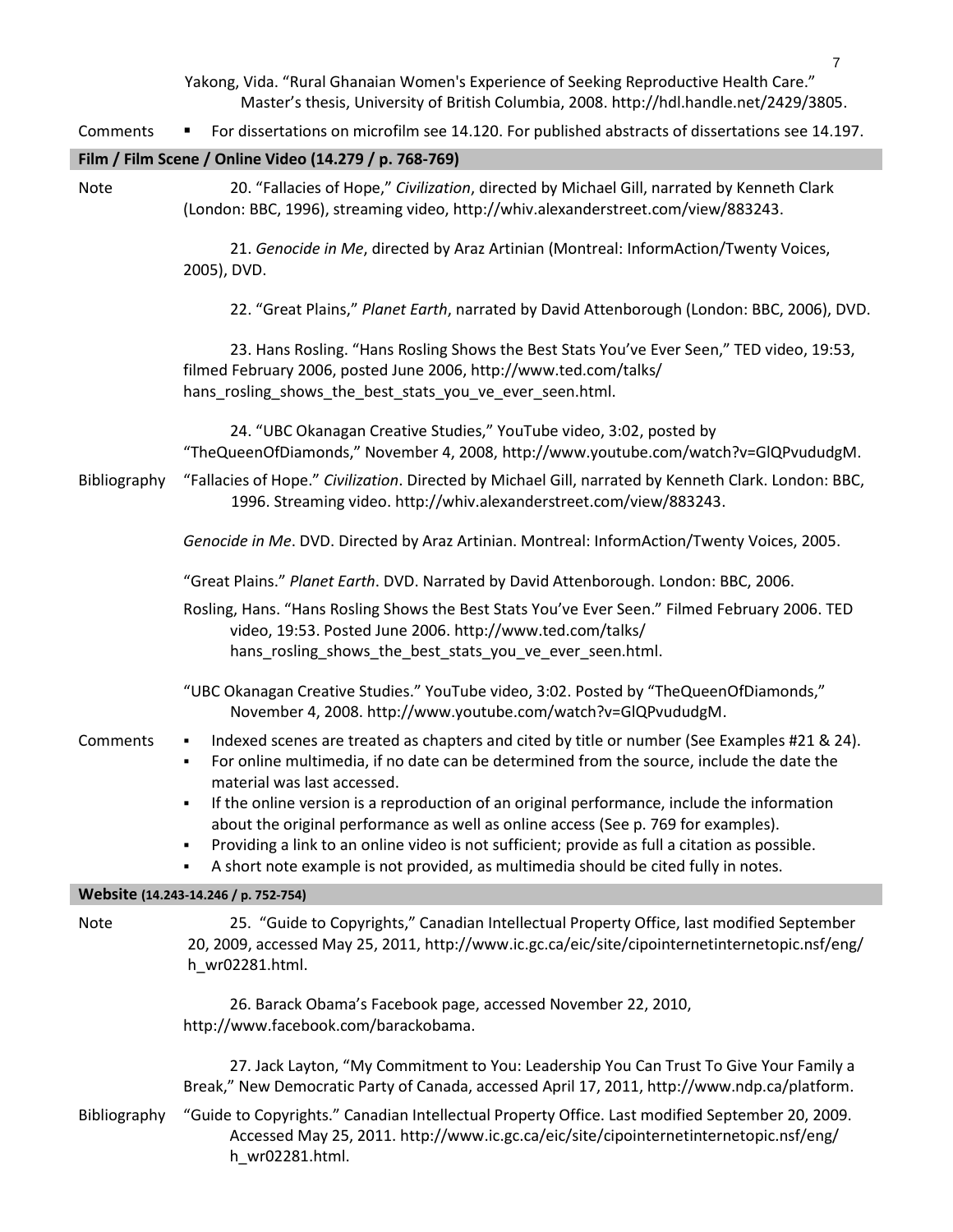Yakong, Vida. "Rural Ghanaian Women's Experience of Seeking Reproductive Health Care." Master's thesis, University of British Columbia, 2008. http://hdl.handle.net/2429/3805.

**Comments**

- For dissertations on microfilm see 14.120. For published abstracts of dissertations see 14.197.

## Film / Film Scene / Online Video (14.279 / p. 768-769)

**Note**

20. "Fallacies of Hope," *Civilization*, directed by Michael Gill, narrated by Kenneth Clark (London: BBC, 1996), streaming video, http://whiv.alexanderstreet.com/view/883243.

21. *Genocide in Me*, directed by Araz Artinian (Montreal: InformAction/Twenty Voices, 2005), DVD.

22. "Great Plains," *Planet Earth*, narrated by David Attenborough (London: BBC, 2006), DVD.

23. Hans Rosling. "Hans Rosling Shows the Best Stats You've Ever Seen," TED video, 19:53, filmed February 2006, posted June 2006, http://www.ted.com/talks/hans_rosling_shows_the_best_stats_you_ve_ever_seen.html.

24. "UBC Okanagan Creative Studies," YouTube video, 3:02, posted by "TheQueenOfDiamonds," November 4, 2008, http://www.youtube.com/watch?v=GlQPvududgM.

**Bibliography**

"Fallacies of Hope." *Civilization*. Directed by Michael Gill, narrated by Kenneth Clark. London: BBC, 1996. Streaming video. http://whiv.alexanderstreet.com/view/883243.

*Genocide in Me*. DVD. Directed by Araz Artinian. Montreal: InformAction/Twenty Voices, 2005.

"Great Plains." *Planet Earth*. DVD. Narrated by David Attenborough. London: BBC, 2006.

Rosling, Hans. "Hans Rosling Shows the Best Stats You've Ever Seen." Filmed February 2006. TED video, 19:53. Posted June 2006. http://www.ted.com/talks/hans_rosling_shows_the_best_stats_you_ve_ever_seen.html.

"UBC Okanagan Creative Studies." YouTube video, 3:02. Posted by "TheQueenOfDiamonds," November 4, 2008. http://www.youtube.com/watch?v=GlQPvududgM.

**Comments**

- Indexed scenes are treated as chapters and cited by title or number (See Examples #21 & 24).
- For online multimedia, if no date can be determined from the source, include the date the material was last accessed.
- If the online version is a reproduction of an original performance, include the information about the original performance as well as online access (See p. 769 for examples).
- Providing a link to an online video is not sufficient; provide as full a citation as possible.
- A short note example is not provided, as multimedia should be cited fully in notes.

## Website (14.243-14.246 / p. 752-754)

**Note**

25. "Guide to Copyrights," Canadian Intellectual Property Office, last modified September 20, 2009, accessed May 25, 2011, http://www.ic.gc.ca/eic/site/cipointernetinternetopic.nsf/eng/h_wr02281.html.

26. Barack Obama's Facebook page, accessed November 22, 2010, http://www.facebook.com/barackobama.

27. Jack Layton, "My Commitment to You: Leadership You Can Trust To Give Your Family a Break," New Democratic Party of Canada, accessed April 17, 2011, http://www.ndp.ca/platform.

**Bibliography**

"Guide to Copyrights." Canadian Intellectual Property Office. Last modified September 20, 2009. Accessed May 25, 2011. http://www.ic.gc.ca/eic/site/cipointernetinternetopic.nsf/eng/h_wr02281.html.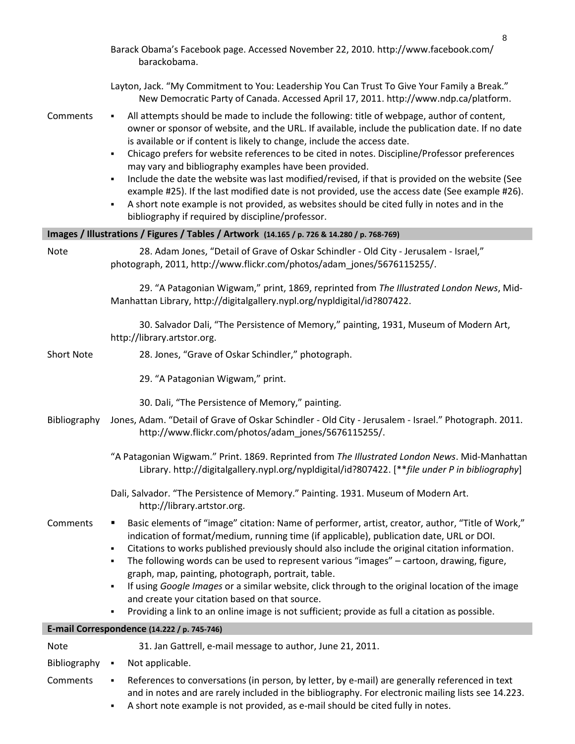Barack Obama's Facebook page. Accessed November 22, 2010. http://www.facebook.com/barackobama.

Layton, Jack. "My Commitment to You: Leadership You Can Trust To Give Your Family a Break." New Democratic Party of Canada. Accessed April 17, 2011. http://www.ndp.ca/platform.

Comments

- All attempts should be made to include the following: title of webpage, author of content, owner or sponsor of website, and the URL. If available, include the publication date. If no date is available or if content is likely to change, include the access date.
- Chicago prefers for website references to be cited in notes. Discipline/Professor preferences may vary and bibliography examples have been provided.
- Include the date the website was last modified/revised, if that is provided on the website (See example #25). If the last modified date is not provided, use the access date (See example #26).
- A short note example is not provided, as websites should be cited fully in notes and in the bibliography if required by discipline/professor.

## Images / Illustrations / Figures / Tables / Artwork (14.165 / p. 726 & 14.280 / p. 768-769)

Note

28. Adam Jones, "Detail of Grave of Oskar Schindler - Old City - Jerusalem - Israel," photograph, 2011, http://www.flickr.com/photos/adam_jones/5676115255/.

29. "A Patagonian Wigwam," print, 1869, reprinted from *The Illustrated London News*, Mid-Manhattan Library, http://digitalgallery.nypl.org/nypldigital/id?807422.

30. Salvador Dali, "The Persistence of Memory," painting, 1931, Museum of Modern Art, http://library.artstor.org.

Short Note

28. Jones, "Grave of Oskar Schindler," photograph.

29. "A Patagonian Wigwam," print.

30. Dali, "The Persistence of Memory," painting.

Bibliography

Jones, Adam. "Detail of Grave of Oskar Schindler - Old City - Jerusalem - Israel." Photograph. 2011. http://www.flickr.com/photos/adam_jones/5676115255/.

"A Patagonian Wigwam." Print. 1869. Reprinted from *The Illustrated London News*. Mid-Manhattan Library. http://digitalgallery.nypl.org/nypldigital/id?807422. [***file under P in bibliography*]

Dali, Salvador. "The Persistence of Memory." Painting. 1931. Museum of Modern Art. http://library.artstor.org.

Comments

- Basic elements of "image" citation: Name of performer, artist, creator, author, "Title of Work," indication of format/medium, running time (if applicable), publication date, URL or DOI.
- Citations to works published previously should also include the original citation information.
- The following words can be used to represent various "images" – cartoon, drawing, figure, graph, map, painting, photograph, portrait, table.
- If using *Google Images* or a similar website, click through to the original location of the image and create your citation based on that source.
- Providing a link to an online image is not sufficient; provide as full a citation as possible.

## E-mail Correspondence (14.222 / p. 745-746)

Note

31. Jan Gattrell, e-mail message to author, June 21, 2011.

Bibliography

- Not applicable.

Comments

- References to conversations (in person, by letter, by e-mail) are generally referenced in text and in notes and are rarely included in the bibliography. For electronic mailing lists see 14.223.
- A short note example is not provided, as e-mail should be cited fully in notes.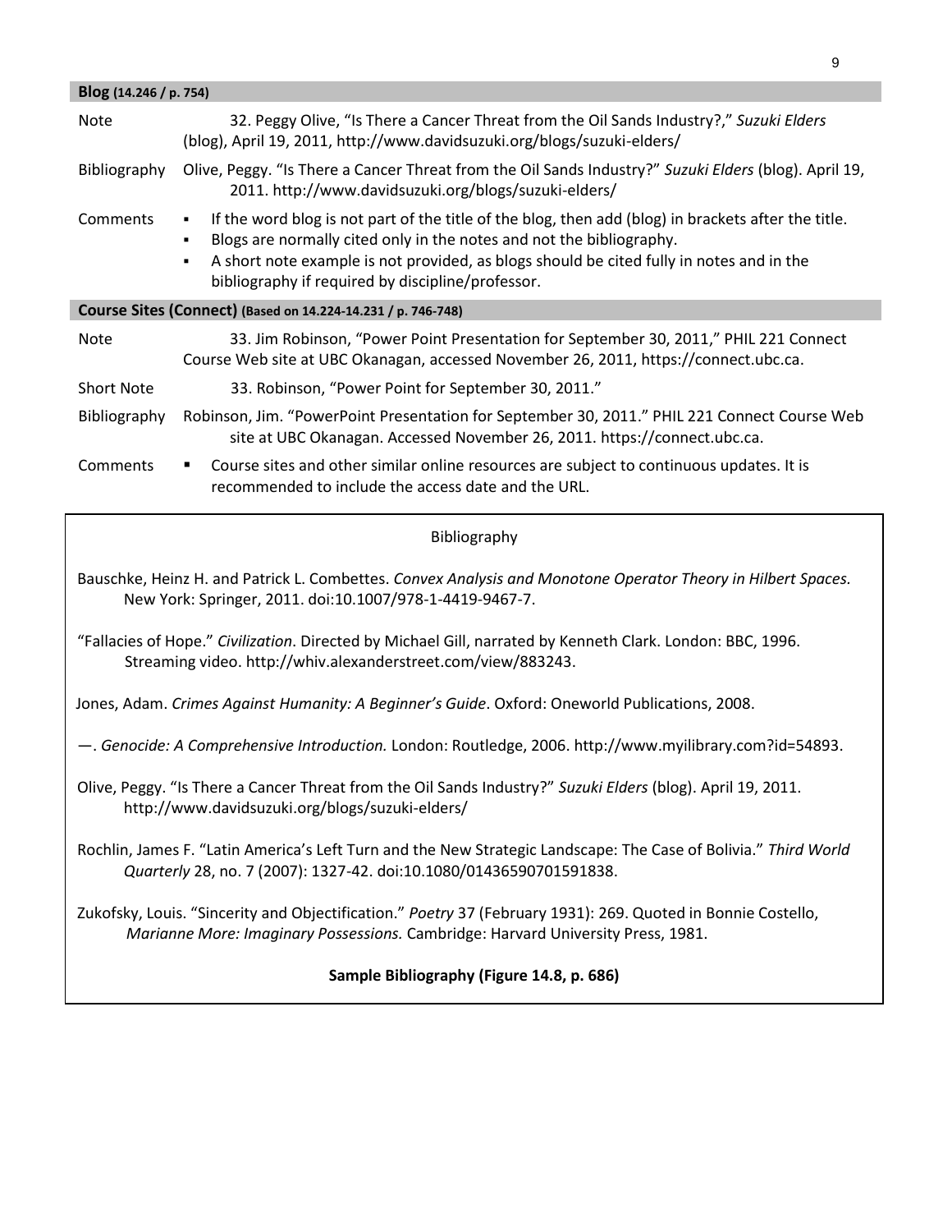### Blog (14.246 / p. 754)

| | |
|---|---|
| Note | 32. Peggy Olive, "Is There a Cancer Threat from the Oil Sands Industry?," *Suzuki Elders* (blog), April 19, 2011, http://www.davidsuzuki.org/blogs/suzuki-elders/ |
| Bibliography | Olive, Peggy. "Is There a Cancer Threat from the Oil Sands Industry?" *Suzuki Elders* (blog). April 19, 2011. http://www.davidsuzuki.org/blogs/suzuki-elders/ |
| Comments | ▪ If the word blog is not part of the title of the blog, then add (blog) in brackets after the title.<br>▪ Blogs are normally cited only in the notes and not the bibliography.<br>▪ A short note example is not provided, as blogs should be cited fully in notes and in the bibliography if required by discipline/professor. |

### Course Sites (Connect) (Based on 14.224-14.231 / p. 746-748)

| | |
|---|---|
| Note | 33. Jim Robinson, "Power Point Presentation for September 30, 2011," PHIL 221 Connect Course Web site at UBC Okanagan, accessed November 26, 2011, https://connect.ubc.ca. |
| Short Note | 33. Robinson, "Power Point for September 30, 2011." |
| Bibliography | Robinson, Jim. "PowerPoint Presentation for September 30, 2011." PHIL 221 Connect Course Web site at UBC Okanagan. Accessed November 26, 2011. https://connect.ubc.ca. |
| Comments | ▪ Course sites and other similar online resources are subject to continuous updates. It is recommended to include the access date and the URL. |

Bibliography

Bauschke, Heinz H. and Patrick L. Combettes. *Convex Analysis and Monotone Operator Theory in Hilbert Spaces.* New York: Springer, 2011. doi:10.1007/978-1-4419-9467-7.

"Fallacies of Hope." *Civilization*. Directed by Michael Gill, narrated by Kenneth Clark. London: BBC, 1996. Streaming video. http://whiv.alexanderstreet.com/view/883243.

Jones, Adam. *Crimes Against Humanity: A Beginner's Guide*. Oxford: Oneworld Publications, 2008.

—. *Genocide: A Comprehensive Introduction.* London: Routledge, 2006. http://www.myilibrary.com?id=54893.

Olive, Peggy. "Is There a Cancer Threat from the Oil Sands Industry?" *Suzuki Elders* (blog). April 19, 2011. http://www.davidsuzuki.org/blogs/suzuki-elders/

Rochlin, James F. "Latin America's Left Turn and the New Strategic Landscape: The Case of Bolivia." *Third World Quarterly* 28, no. 7 (2007): 1327-42. doi:10.1080/01436590701591838.

Zukofsky, Louis. "Sincerity and Objectification." *Poetry* 37 (February 1931): 269. Quoted in Bonnie Costello, *Marianne More: Imaginary Possessions.* Cambridge: Harvard University Press, 1981.

**Sample Bibliography (Figure 14.8, p. 686)**